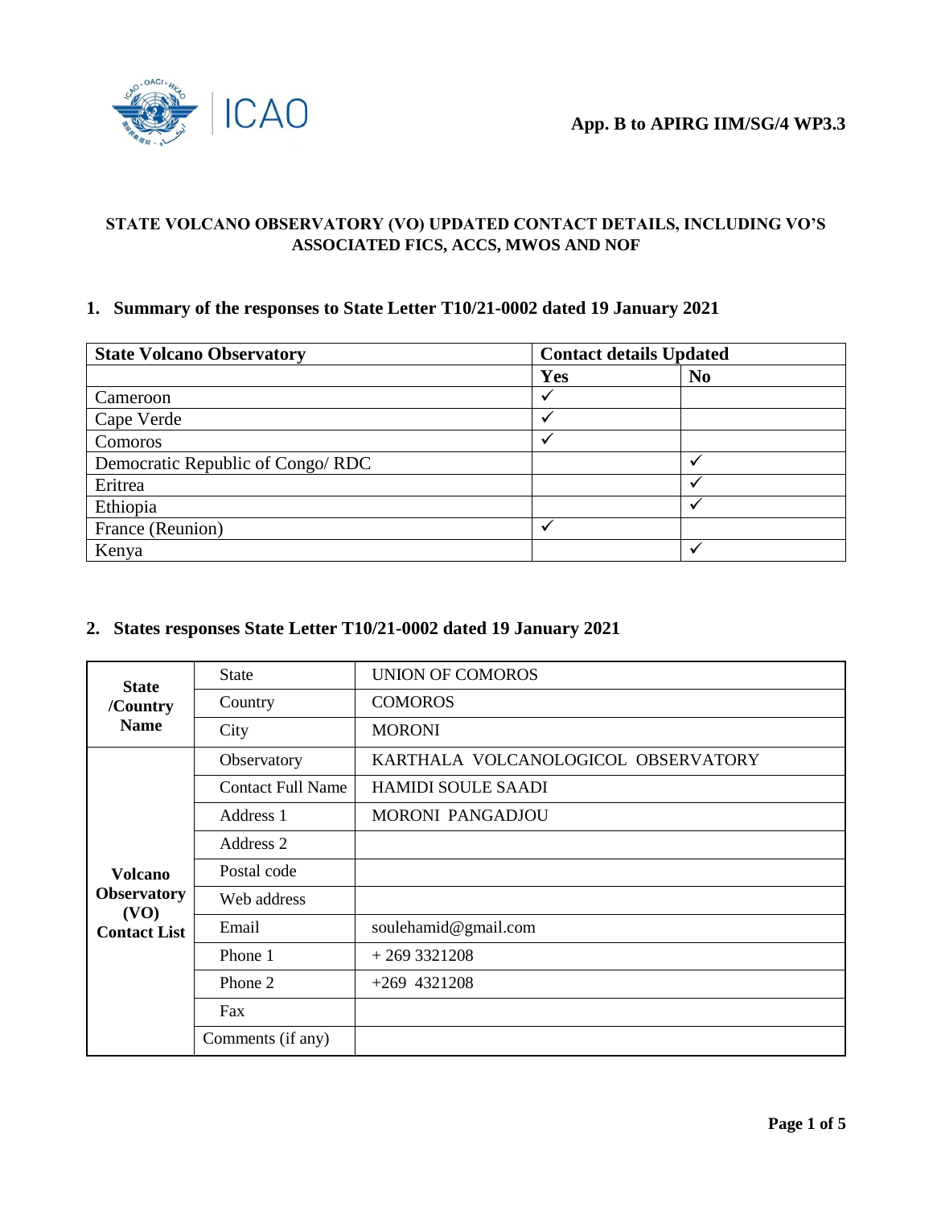App. B to APIRG IIM/SG/4 WP3.3

# STATE VOLCANO OBSERVATORY (VO) UPDATED CONTACT DETAILS, INCLUDING VO'S ASSOCIATED FICS, ACCS, MWOS AND NOF

## 1. Summary of the responses to State Letter T10/21-0002 dated 19 January 2021

| State Volcano Observatory | Contact details Updated | |
|---|---|---|
| | Yes | No |
| Cameroon | ✓ | |
| Cape Verde | ✓ | |
| Comoros | ✓ | |
| Democratic Republic of Congo/ RDC | | ✓ |
| Eritrea | | ✓ |
| Ethiopia | | ✓ |
| France (Reunion) | ✓ | |
| Kenya | | ✓ |

## 2. States responses State Letter T10/21-0002 dated 19 January 2021

| | | |
|---|---|---|
| **State /Country Name** | State | UNION OF COMOROS |
| | Country | COMOROS |
| | City | MORONI |
| **Volcano Observatory (VO) Contact List** | Observatory | KARTHALA VOLCANOLOGICOL OBSERVATORY |
| | Contact Full Name | HAMIDI SOULE SAADI |
| | Address 1 | MORONI PANGADJOU |
| | Address 2 | |
| | Postal code | |
| | Web address | |
| | Email | soulehamid@gmail.com |
| | Phone 1 | + 269 3321208 |
| | Phone 2 | +269 4321208 |
| | Fax | |
| | Comments (if any) | |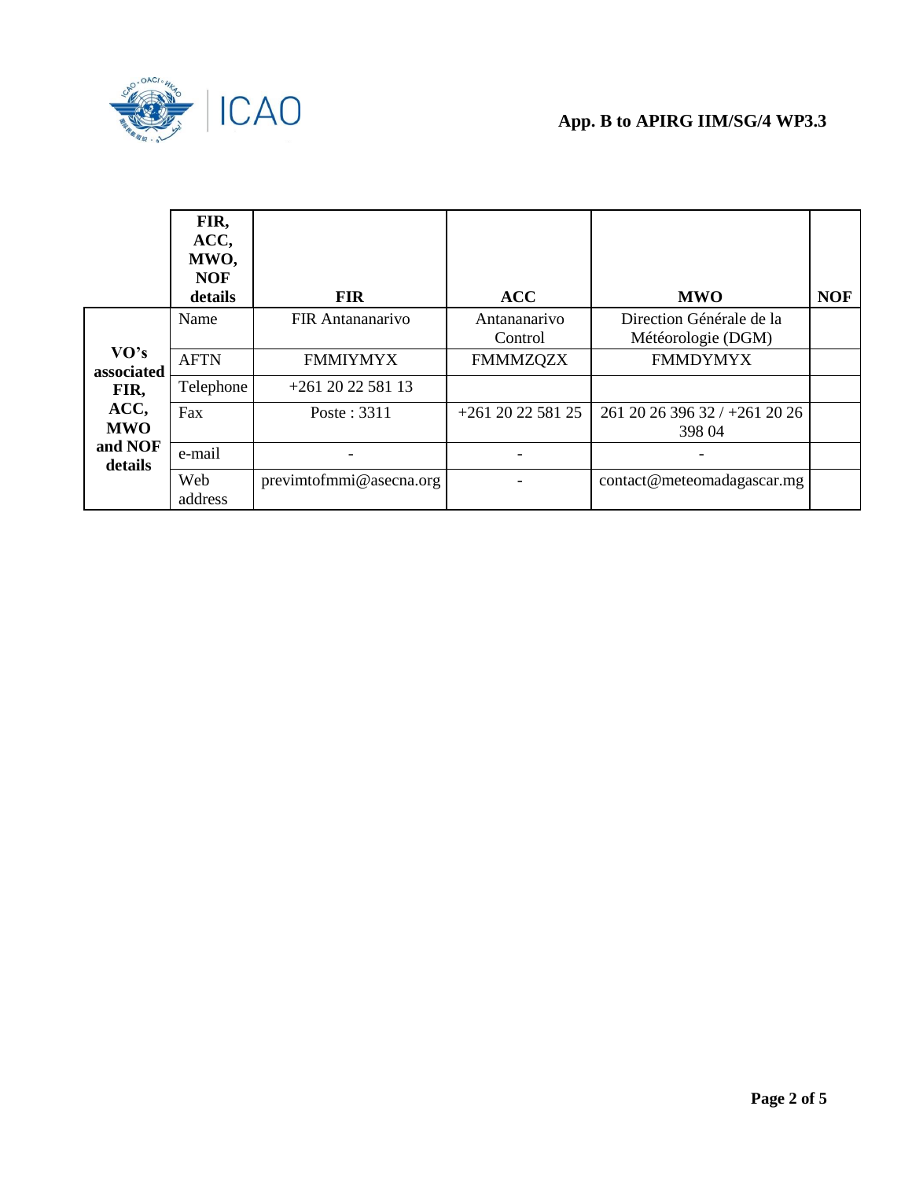| | FIR, ACC, MWO, NOF details | FIR | ACC | MWO | NOF |
|---|---|---|---|---|---|
| **VO's associated FIR, ACC, MWO and NOF details** | Name | FIR Antananarivo | Antananarivo Control | Direction Générale de la Météorologie (DGM) | |
| | AFTN | FMMIYMYX | FMMMZQZX | FMMDYMYX | |
| | Telephone | +261 20 22 581 13 | | | |
| | Fax | Poste : 3311 | +261 20 22 581 25 | 261 20 26 396 32 / +261 20 26 398 04 | |
| | e-mail | - | - | - | |
| | Web address | previmtofmmi@asecna.org | - | contact@meteomadagascar.mg | |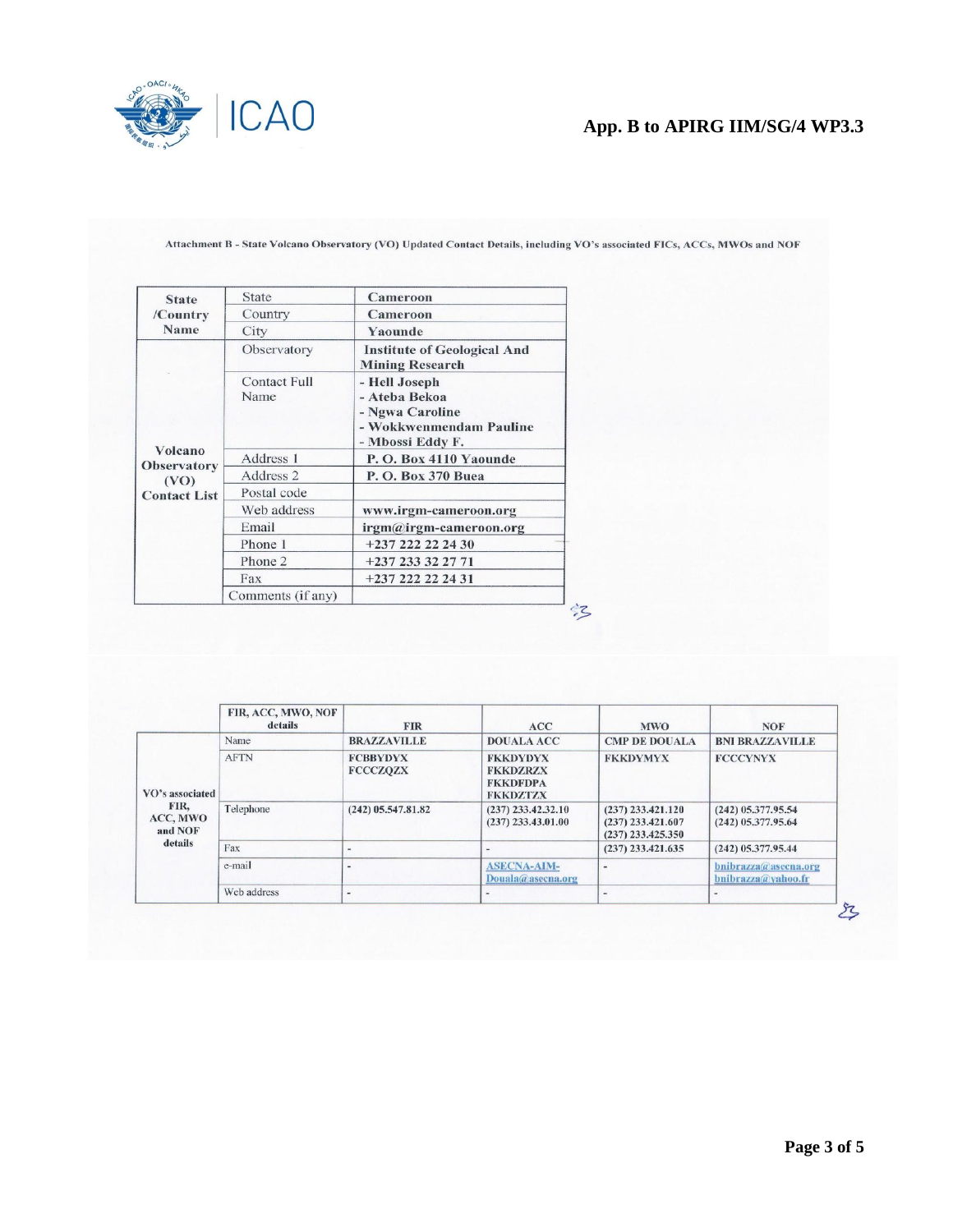Attachment B - State Volcano Observatory (VO) Updated Contact Details, including VO's associated FICs, ACCs, MWOs and NOF

| State /Country Name | State | Cameroon |
|---|---|---|
| | Country | Cameroon |
| | City | Yaounde |
| Volcano Observatory (VO) Contact List | Observatory | Institute of Geological And Mining Research |
| | Contact Full Name | - Hell Joseph<br>- Ateba Bekoa<br>- Ngwa Caroline<br>- Wokkwenmendam Pauline<br>- Mbossi Eddy F. |
| | Address 1 | P. O. Box 4110 Yaounde |
| | Address 2 | P. O. Box 370 Buea |
| | Postal code | |
| | Web address | www.irgm-cameroon.org |
| | Email | irgm@irgm-cameroon.org |
| | Phone 1 | +237 222 22 24 30 |
| | Phone 2 | +237 233 32 27 71 |
| | Fax | +237 222 22 24 31 |
| | Comments (if any) | |

| | FIR, ACC, MWO, NOF details | FIR | ACC | MWO | NOF |
|---|---|---|---|---|---|
| VO's associated FIR, ACC, MWO and NOF details | Name | BRAZZAVILLE | DOUALA ACC | CMP DE DOUALA | BNI BRAZZAVILLE |
| | AFTN | FCBBYDYX<br>FCCCZQZX | FKKDYDYX<br>FKKDZRZX<br>FKKDFDPA<br>FKKDZTZX | FKKDYMYX | FCCCYNYX |
| | Telephone | (242) 05.547.81.82 | (237) 233.42.32.10<br>(237) 233.43.01.00 | (237) 233.421.120<br>(237) 233.421.607<br>(237) 233.425.350 | (242) 05.377.95.54<br>(242) 05.377.95.64 |
| | Fax | - | - | (237) 233.421.635 | (242) 05.377.95.44 |
| | e-mail | - | ASECNA-AIM-Douala@asecna.org | - | bnibrazza@asecna.org<br>bnibrazza@yahoo.fr |
| | Web address | - | - | - | - |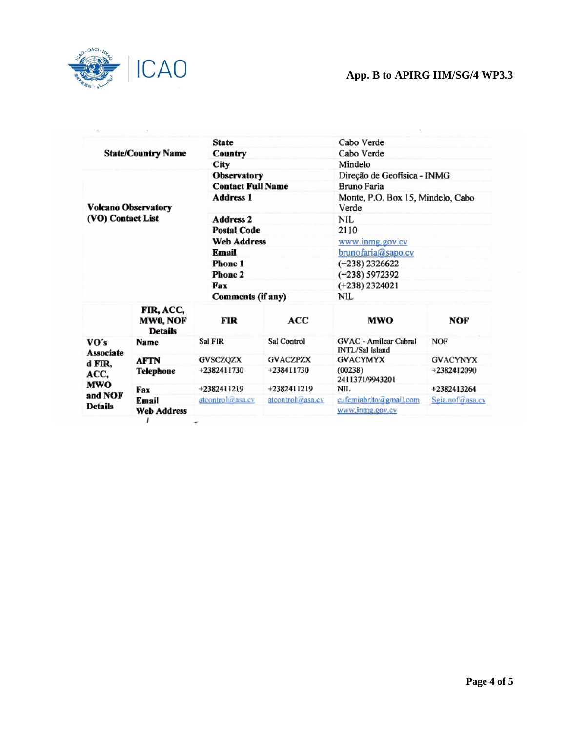**App. B to APIRG IIM/SG/4 WP3.3**

| State/Country Name | | State | Cabo Verde |
|---|---|---|---|
| | | Country | Cabo Verde |
| | | City | Mindelo |
| Volcano Observatory (VO) Contact List | | Observatory | Direção de Geofísica - INMG |
| | | Contact Full Name | Bruno Faria |
| | | Address 1 | Monte, P.O. Box 15, Mindelo, Cabo Verde |
| | | Address 2 | NIL |
| | | Postal Code | 2110 |
| | | Web Address | www.inmg.gov.cv |
| | | Email | brunofaria@sapo.cv |
| | | Phone 1 | (+238) 2326622 |
| | | Phone 2 | (+238) 5972392 |
| | | Fax | (+238) 2324021 |
| | | Comments (if any) | NIL |

| | FIR, ACC, MWO, NOF Details | FIR | ACC | MWO | NOF |
|---|---|---|---|---|---|
| VO's Associated FIR, ACC, MWO and NOF Details | Name | Sal FIR | Sal Control | GVAC - Amílcar Cabral INTL/Sal Island | NOF |
| | AFTN | GVSCZQZX | GVACZPZX | GVACYMYX | GVACYNYX |
| | Telephone | +2382411730 | +238411730 | (00238) 2411371/9943201 | +2382412090 |
| | Fax | +2382411219 | +2382411219 | NIL | +2382413264 |
| | Email | atcontrol@asa.cv | atcontrol@asa.cv | eufemiabrito@gmail.com | Sgia.nof@asa.cv |
| | Web Address | | | www.inmg.gov.cv | |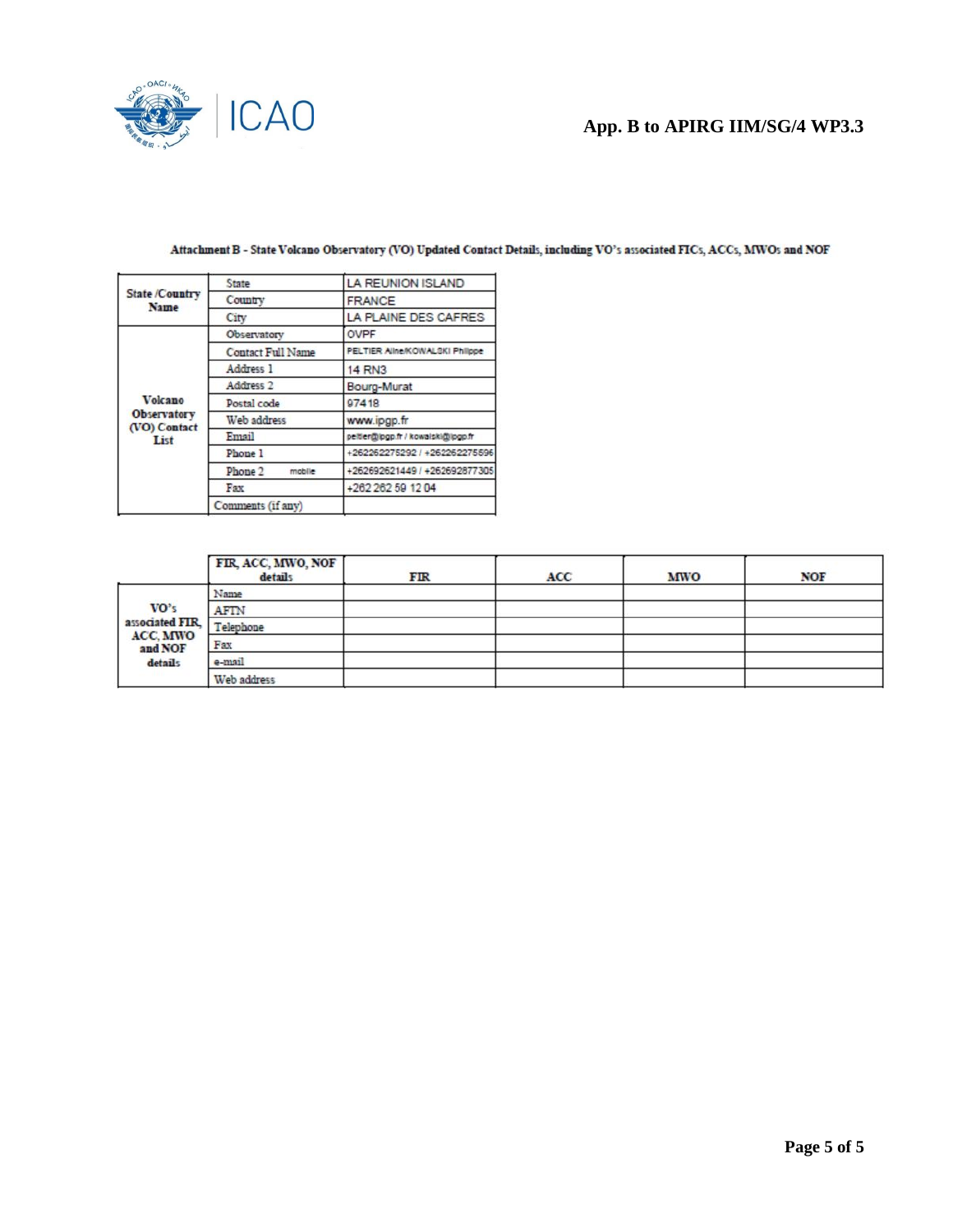Attachment B - State Volcano Observatory (VO) Updated Contact Details, including VO's associated FICs, ACCs, MWOs and NOF

| | | |
|---|---|---|
| State /Country Name | State | LA REUNION ISLAND |
| | Country | FRANCE |
| | City | LA PLAINE DES CAFRES |
| Volcano Observatory (VO) Contact List | Observatory | OVPF |
| | Contact Full Name | PELTIER Aline/KOWALSKI Philippe |
| | Address 1 | 14 RN3 |
| | Address 2 | Bourg-Murat |
| | Postal code | 97418 |
| | Web address | www.ipgp.fr |
| | Email | peltier@ipgp.fr / kowalski@ipgp.fr |
| | Phone 1 | +262262275292 / +262262275596 |
| | Phone 2 mobile | +262692621449 / +262692877305 |
| | Fax | +262 262 59 12 04 |
| | Comments (if any) | |

| | FIR, ACC, MWO, NOF details | FIR | ACC | MWO | NOF |
|---|---|---|---|---|---|
| VO's associated FIR, ACC, MWO and NOF details | Name | | | | |
| | AFTN | | | | |
| | Telephone | | | | |
| | Fax | | | | |
| | e-mail | | | | |
| | Web address | | | | |